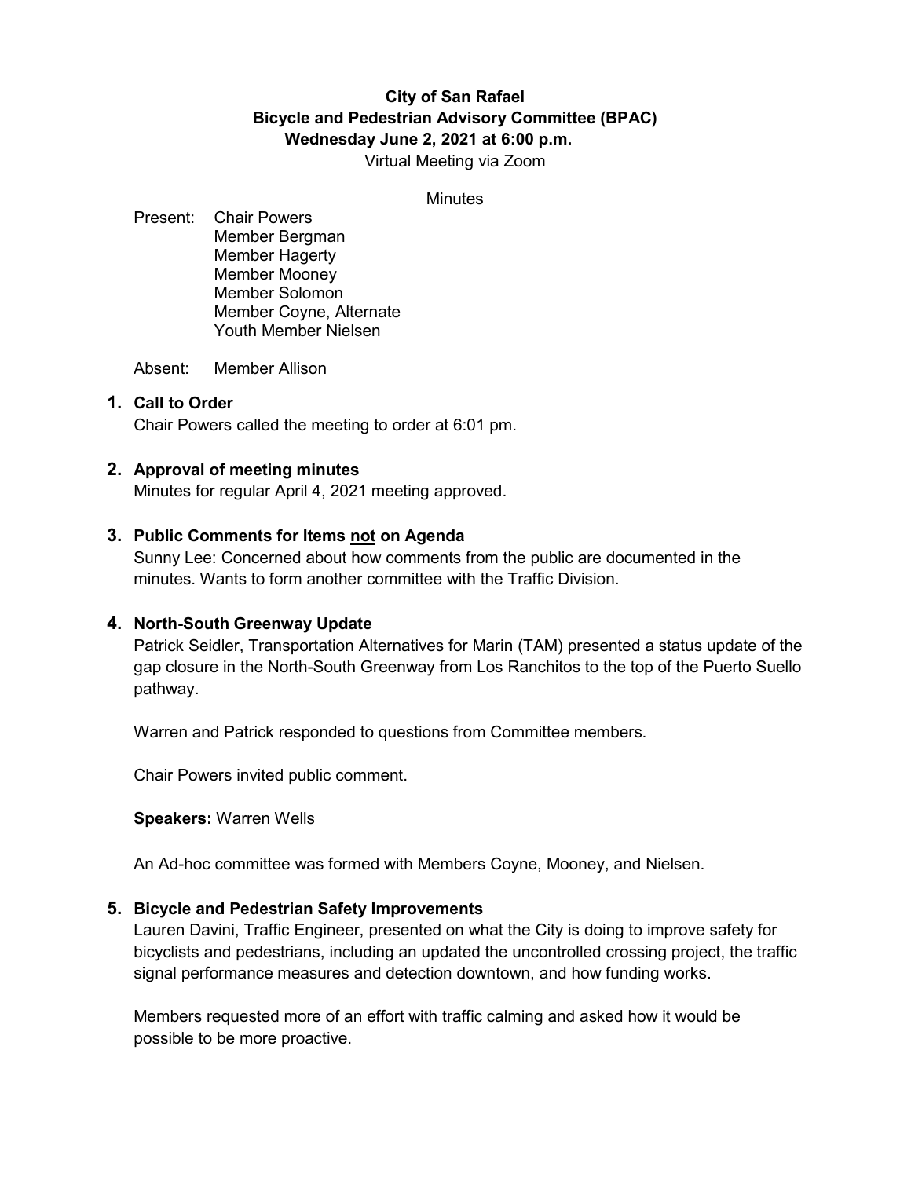**City of San Rafael**
**Bicycle and Pedestrian Advisory Committee (BPAC)**
**Wednesday June 2, 2021 at 6:00 p.m.**
Virtual Meeting via Zoom

Minutes

Present: Chair Powers
Member Bergman
Member Hagerty
Member Mooney
Member Solomon
Member Coyne, Alternate
Youth Member Nielsen

Absent: Member Allison

## 1. Call to Order

Chair Powers called the meeting to order at 6:01 pm.

## 2. Approval of meeting minutes

Minutes for regular April 4, 2021 meeting approved.

## 3. Public Comments for Items not on Agenda

Sunny Lee: Concerned about how comments from the public are documented in the minutes. Wants to form another committee with the Traffic Division.

## 4. North-South Greenway Update

Patrick Seidler, Transportation Alternatives for Marin (TAM) presented a status update of the gap closure in the North-South Greenway from Los Ranchitos to the top of the Puerto Suello pathway.

Warren and Patrick responded to questions from Committee members.

Chair Powers invited public comment.

**Speakers:** Warren Wells

An Ad-hoc committee was formed with Members Coyne, Mooney, and Nielsen.

## 5. Bicycle and Pedestrian Safety Improvements

Lauren Davini, Traffic Engineer, presented on what the City is doing to improve safety for bicyclists and pedestrians, including an updated the uncontrolled crossing project, the traffic signal performance measures and detection downtown, and how funding works.

Members requested more of an effort with traffic calming and asked how it would be possible to be more proactive.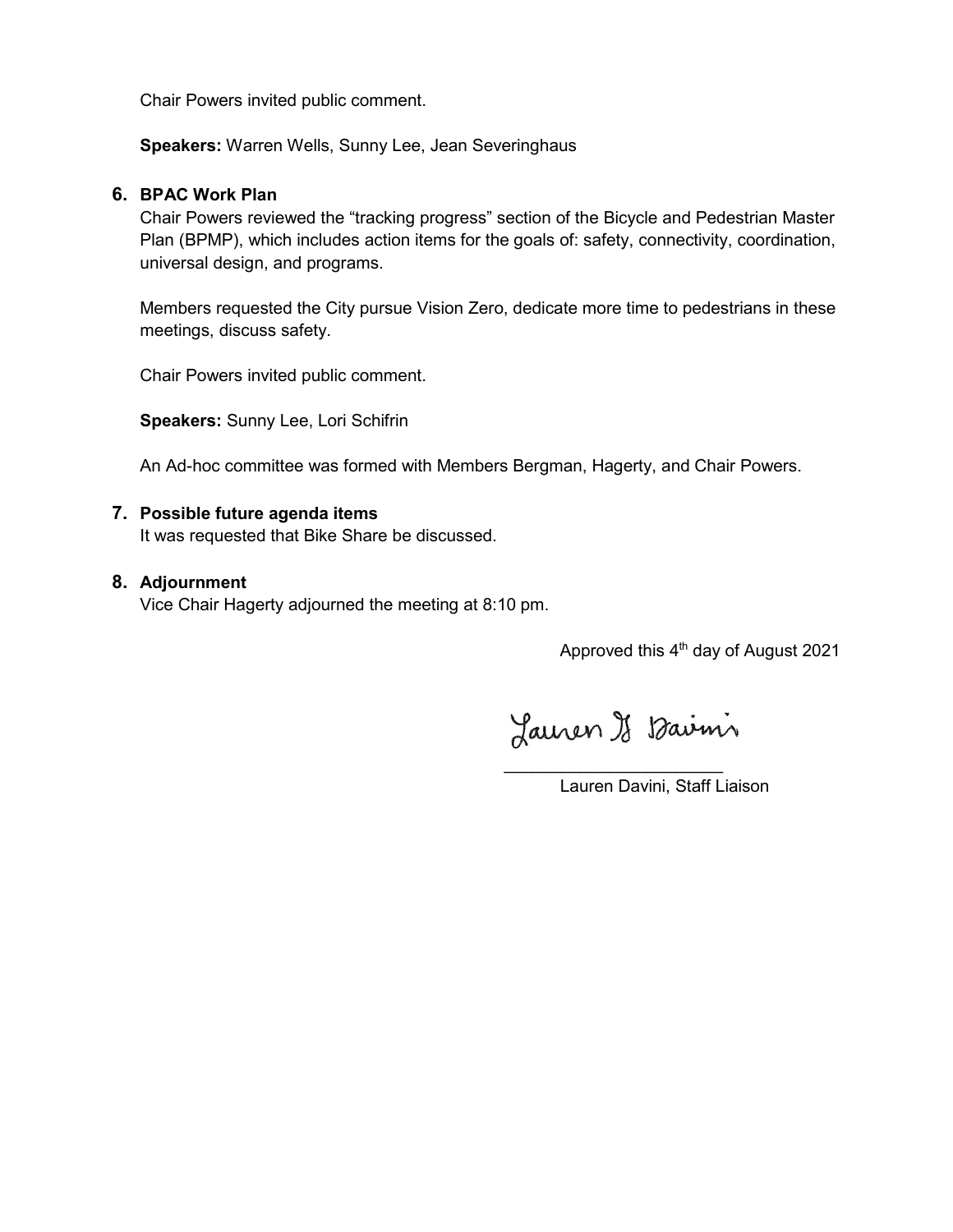Chair Powers invited public comment.

**Speakers:** Warren Wells, Sunny Lee, Jean Severinghaus

**6. BPAC Work Plan**

Chair Powers reviewed the "tracking progress" section of the Bicycle and Pedestrian Master Plan (BPMP), which includes action items for the goals of: safety, connectivity, coordination, universal design, and programs.

Members requested the City pursue Vision Zero, dedicate more time to pedestrians in these meetings, discuss safety.

Chair Powers invited public comment.

**Speakers:** Sunny Lee, Lori Schifrin

An Ad-hoc committee was formed with Members Bergman, Hagerty, and Chair Powers.

**7. Possible future agenda items**

It was requested that Bike Share be discussed.

**8. Adjournment**

Vice Chair Hagerty adjourned the meeting at 8:10 pm.

Approved this 4th day of August 2021

Lauren G Davini

\_\_\_\_\_\_\_\_\_\_\_\_\_\_\_\_\_\_\_\_\_\_\_\_

Lauren Davini, Staff Liaison